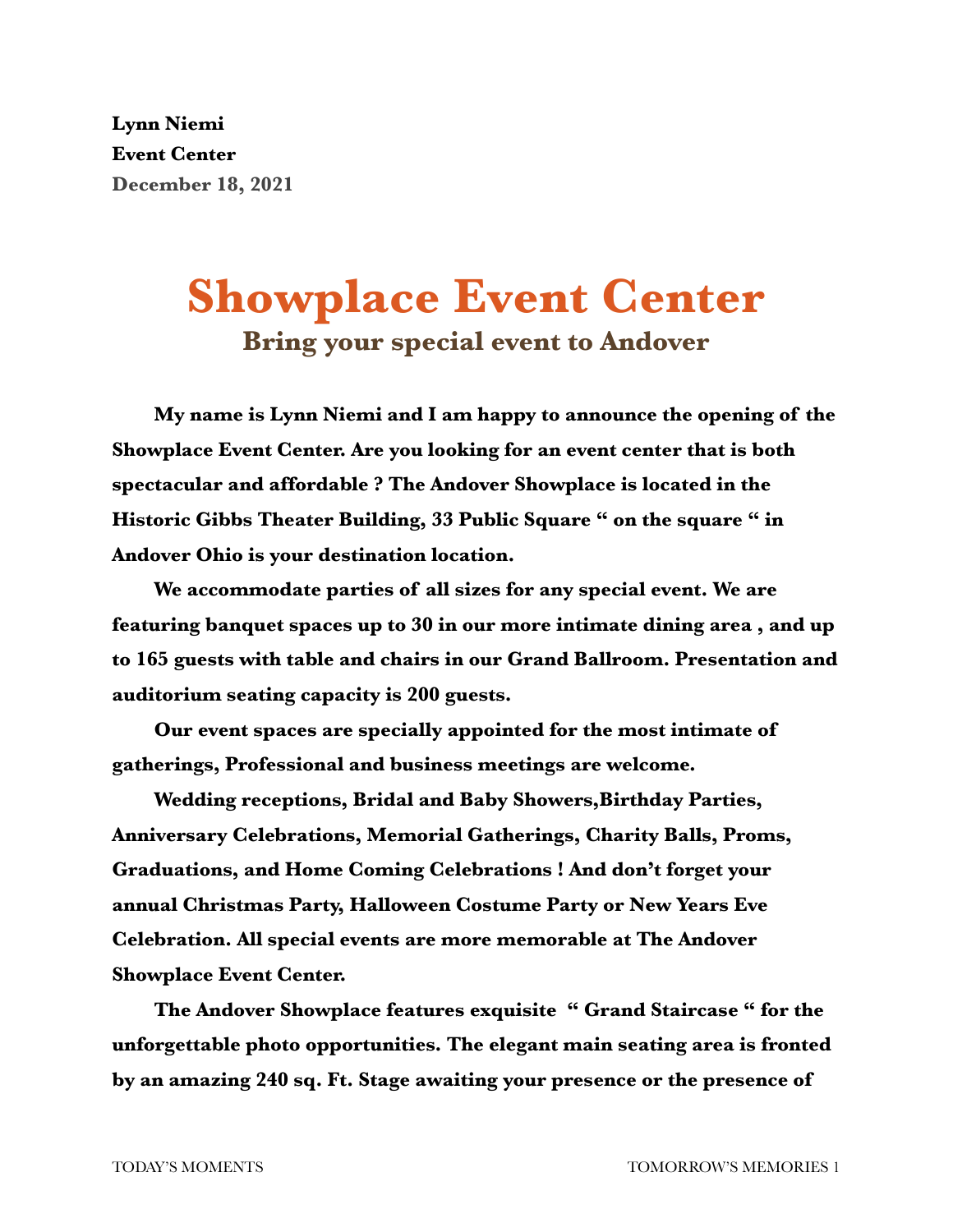**Lynn Niemi**
**Event Center**
**December 18, 2021**

# Showplace Event Center

## Bring your special event to Andover

**My name is Lynn Niemi and I am happy to announce the opening of the Showplace Event Center. Are you looking for an event center that is both spectacular and affordable ? The Andover Showplace is located in the Historic Gibbs Theater Building, 33 Public Square " on the square " in Andover Ohio is your destination location.**

**We accommodate parties of all sizes for any special event. We are featuring banquet spaces up to 30 in our more intimate dining area , and up to 165 guests with table and chairs in our Grand Ballroom. Presentation and auditorium seating capacity is 200 guests.**

**Our event spaces are specially appointed for the most intimate of gatherings, Professional and business meetings are welcome.**

**Wedding receptions, Bridal and Baby Showers,Birthday Parties, Anniversary Celebrations, Memorial Gatherings, Charity Balls, Proms, Graduations, and Home Coming Celebrations ! And don't forget your annual Christmas Party, Halloween Costume Party or New Years Eve Celebration. All special events are more memorable at The Andover Showplace Event Center.**

**The Andover Showplace features exquisite " Grand Staircase " for the unforgettable photo opportunities. The elegant main seating area is fronted by an amazing 240 sq. Ft. Stage awaiting your presence or the presence of**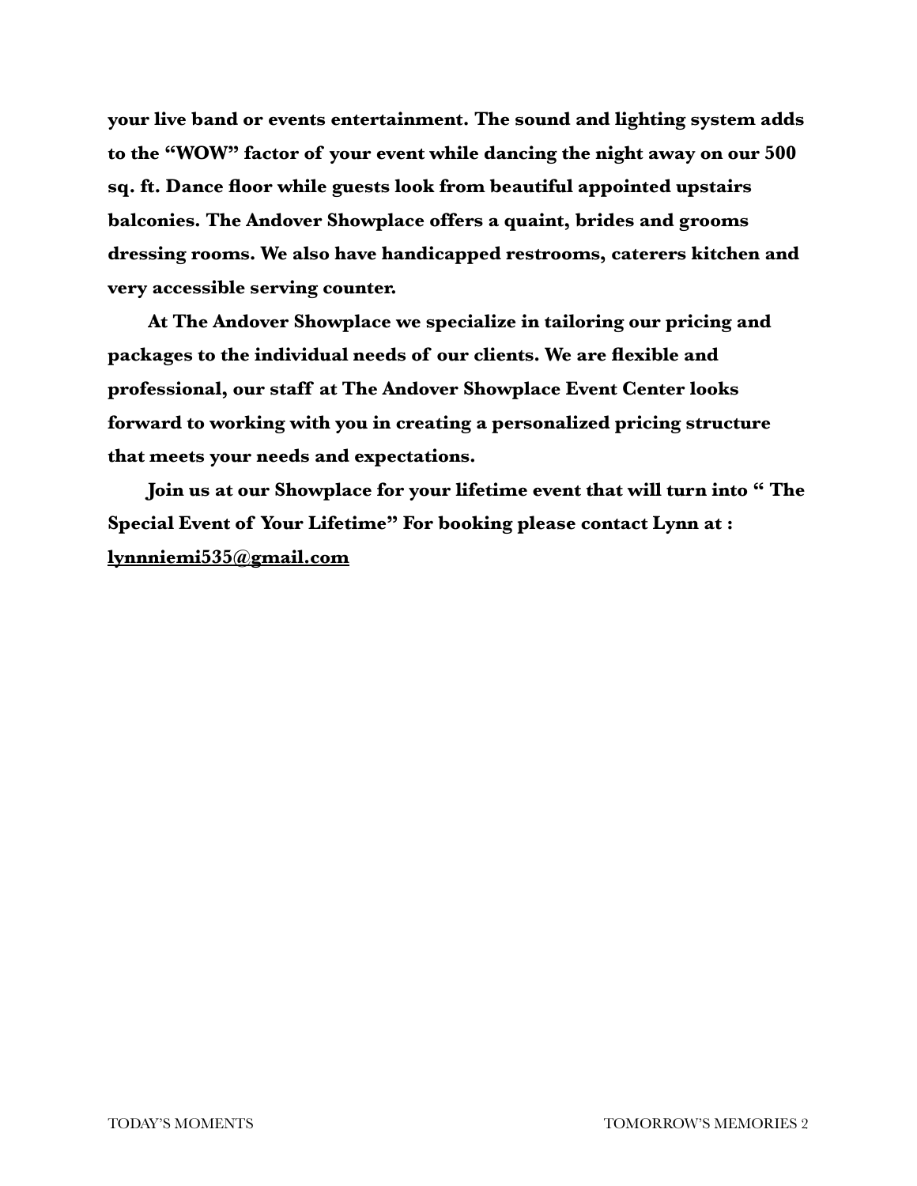**your live band or events entertainment. The sound and lighting system adds to the "WOW" factor of your event while dancing the night away on our 500 sq. ft. Dance floor while guests look from beautiful appointed upstairs balconies. The Andover Showplace offers a quaint, brides and grooms dressing rooms. We also have handicapped restrooms, caterers kitchen and very accessible serving counter.**

**At The Andover Showplace we specialize in tailoring our pricing and packages to the individual needs of our clients. We are flexible and professional, our staff at The Andover Showplace Event Center looks forward to working with you in creating a personalized pricing structure that meets your needs and expectations.**

**Join us at our Showplace for your lifetime event that will turn into " The Special Event of Your Lifetime" For booking please contact Lynn at : lynnniemi535@gmail.com**